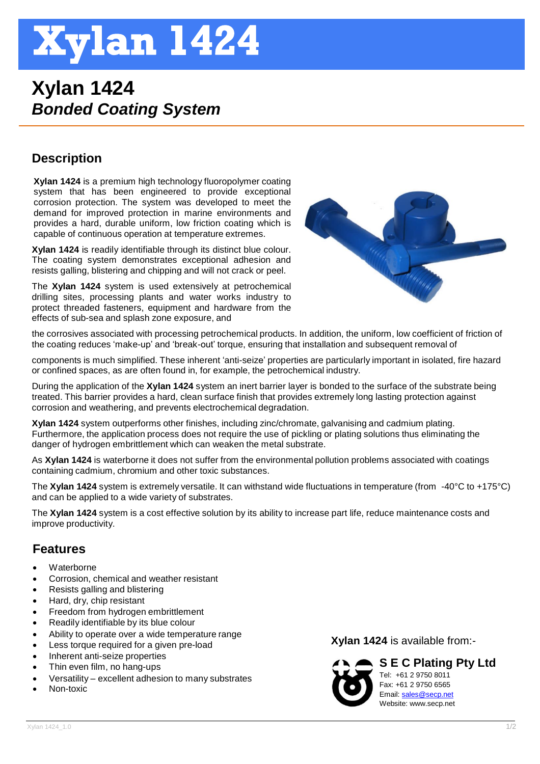# Xylan 1424

# Xylan 1424
## *Bonded Coating System*

## Description

**Xylan 1424** is a premium high technology fluoropolymer coating system that has been engineered to provide exceptional corrosion protection. The system was developed to meet the demand for improved protection in marine environments and provides a hard, durable uniform, low friction coating which is capable of continuous operation at temperature extremes.

**Xylan 1424** is readily identifiable through its distinct blue colour. The coating system demonstrates exceptional adhesion and resists galling, blistering and chipping and will not crack or peel.

The **Xylan 1424** system is used extensively at petrochemical drilling sites, processing plants and water works industry to protect threaded fasteners, equipment and hardware from the effects of sub-sea and splash zone exposure, and the corrosives associated with processing petrochemical products. In addition, the uniform, low coefficient of friction of the coating reduces 'make-up' and 'break-out' torque, ensuring that installation and subsequent removal of components is much simplified. These inherent 'anti-seize' properties are particularly important in isolated, fire hazard or confined spaces, as are often found in, for example, the petrochemical industry.

During the application of the **Xylan 1424** system an inert barrier layer is bonded to the surface of the substrate being treated. This barrier provides a hard, clean surface finish that provides extremely long lasting protection against corrosion and weathering, and prevents electrochemical degradation.

**Xylan 1424** system outperforms other finishes, including zinc/chromate, galvanising and cadmium plating. Furthermore, the application process does not require the use of pickling or plating solutions thus eliminating the danger of hydrogen embrittlement which can weaken the metal substrate.

As **Xylan 1424** is waterborne it does not suffer from the environmental pollution problems associated with coatings containing cadmium, chromium and other toxic substances.

The **Xylan 1424** system is extremely versatile. It can withstand wide fluctuations in temperature (from -40°C to +175°C) and can be applied to a wide variety of substrates.

The **Xylan 1424** system is a cost effective solution by its ability to increase part life, reduce maintenance costs and improve productivity.

## Features

- Waterborne
- Corrosion, chemical and weather resistant
- Resists galling and blistering
- Hard, dry, chip resistant
- Freedom from hydrogen embrittlement
- Readily identifiable by its blue colour
- Ability to operate over a wide temperature range
- Less torque required for a given pre-load
- Inherent anti-seize properties
- Thin even film, no hang-ups
- Versatility – excellent adhesion to many substrates
- Non-toxic

**Xylan 1424** is available from:-

**S E C Plating Pty Ltd**
Tel: +61 2 9750 8011
Fax: +61 2 9750 6565
Email: sales@secp.net
Website: www.secp.net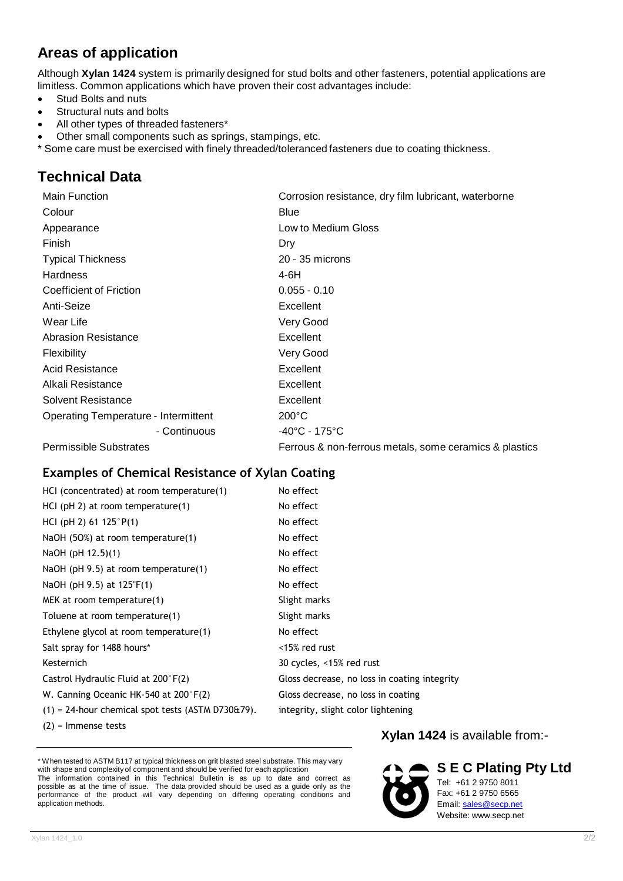## Areas of application

Although **Xylan 1424** system is primarily designed for stud bolts and other fasteners, potential applications are limitless. Common applications which have proven their cost advantages include:

- Stud Bolts and nuts
- Structural nuts and bolts
- All other types of threaded fasteners*
- Other small components such as springs, stampings, etc.

* Some care must be exercised with finely threaded/toleranced fasteners due to coating thickness.

## Technical Data

| | |
|---|---|
| Main Function | Corrosion resistance, dry film lubricant, waterborne |
| Colour | Blue |
| Appearance | Low to Medium Gloss |
| Finish | Dry |
| Typical Thickness | 20 - 35 microns |
| Hardness | 4-6H |
| Coefficient of Friction | 0.055 - 0.10 |
| Anti-Seize | Excellent |
| Wear Life | Very Good |
| Abrasion Resistance | Excellent |
| Flexibility | Very Good |
| Acid Resistance | Excellent |
| Alkali Resistance | Excellent |
| Solvent Resistance | Excellent |
| Operating Temperature - Intermittent | 200°C |
| - Continuous | -40°C - 175°C |
| Permissible Substrates | Ferrous & non-ferrous metals, some ceramics & plastics |

### Examples of Chemical Resistance of Xylan Coating

| | |
|---|---|
| HCI (concentrated) at room temperature(1) | No effect |
| HCI (pH 2) at room temperature(1) | No effect |
| HCI (pH 2) 61 125°P(1) | No effect |
| NaOH (5O%) at room temperature(1) | No effect |
| NaOH (pH 12.5)(1) | No effect |
| NaOH (pH 9.5) at room temperature(1) | No effect |
| NaOH (pH 9.5) at 125"F(1) | No effect |
| MEK at room temperature(1) | Slight marks |
| Toluene at room temperature(1) | Slight marks |
| Ethylene glycol at room temperature(1) | No effect |
| Salt spray for 1488 hours* | <15% red rust |
| Kesternich | 30 cycles, <15% red rust |
| Castrol Hydraulic Fluid at 200°F(2) | Gloss decrease, no loss in coating integrity |
| W. Canning Oceanic HK-540 at 200°F(2) | Gloss decrease, no loss in coating |
| (1) = 24-hour chemical spot tests (ASTM D730&79). | integrity, slight color lightening |
| (2) = Immense tests | |

**Xylan 1424** is available from:-

**S E C Plating Pty Ltd**
Tel: +61 2 9750 8011
Fax: +61 2 9750 6565
Email: sales@secp.net
Website: www.secp.net

* When tested to ASTM B117 at typical thickness on grit blasted steel substrate. This may vary with shape and complexity of component and should be verified for each application
The information contained in this Technical Bulletin is as up to date and correct as possible as at the time of issue. The data provided should be used as a guide only as the performance of the product will vary depending on differing operating conditions and application methods.